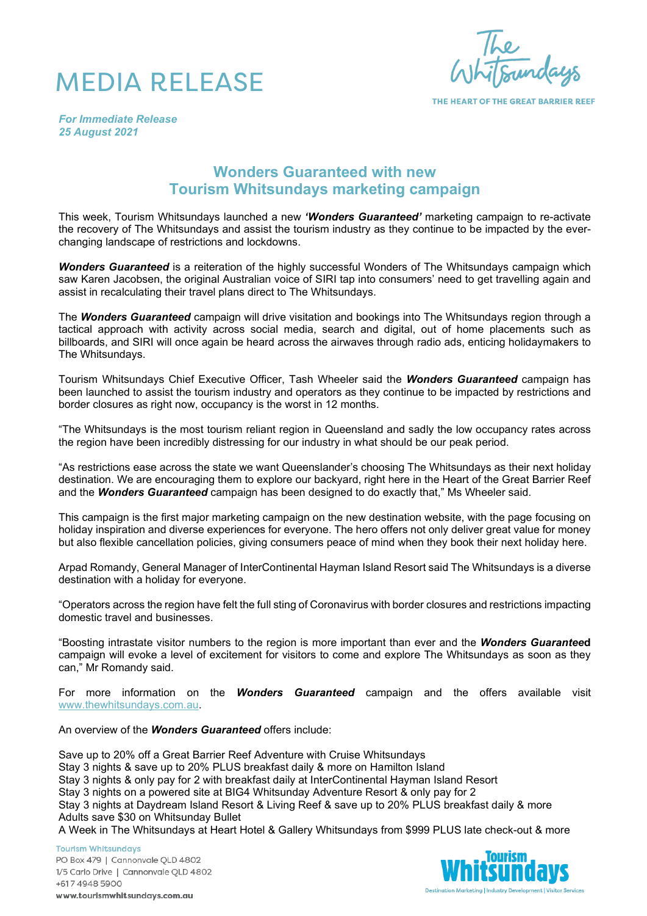# MEDIA RELEASE

The Whitsundays
THE HEART OF THE GREAT BARRIER REEF

*For Immediate Release*
*25 August 2021*

## Wonders Guaranteed with new Tourism Whitsundays marketing campaign

This week, Tourism Whitsundays launched a new ***'Wonders Guaranteed'*** marketing campaign to re-activate the recovery of The Whitsundays and assist the tourism industry as they continue to be impacted by the ever-changing landscape of restrictions and lockdowns.

***Wonders Guaranteed*** is a reiteration of the highly successful Wonders of The Whitsundays campaign which saw Karen Jacobsen, the original Australian voice of SIRI tap into consumers' need to get travelling again and assist in recalculating their travel plans direct to The Whitsundays.

The ***Wonders Guaranteed*** campaign will drive visitation and bookings into The Whitsundays region through a tactical approach with activity across social media, search and digital, out of home placements such as billboards, and SIRI will once again be heard across the airwaves through radio ads, enticing holidaymakers to The Whitsundays.

Tourism Whitsundays Chief Executive Officer, Tash Wheeler said the ***Wonders Guaranteed*** campaign has been launched to assist the tourism industry and operators as they continue to be impacted by restrictions and border closures as right now, occupancy is the worst in 12 months.

"The Whitsundays is the most tourism reliant region in Queensland and sadly the low occupancy rates across the region have been incredibly distressing for our industry in what should be our peak period.

"As restrictions ease across the state we want Queenslander's choosing The Whitsundays as their next holiday destination. We are encouraging them to explore our backyard, right here in the Heart of the Great Barrier Reef and the ***Wonders Guaranteed*** campaign has been designed to do exactly that," Ms Wheeler said.

This campaign is the first major marketing campaign on the new destination website, with the page focusing on holiday inspiration and diverse experiences for everyone. The hero offers not only deliver great value for money but also flexible cancellation policies, giving consumers peace of mind when they book their next holiday here.

Arpad Romandy, General Manager of InterContinental Hayman Island Resort said The Whitsundays is a diverse destination with a holiday for everyone.

"Operators across the region have felt the full sting of Coronavirus with border closures and restrictions impacting domestic travel and businesses.

"Boosting intrastate visitor numbers to the region is more important than ever and the ***Wonders Guaranteed*** campaign will evoke a level of excitement for visitors to come and explore The Whitsundays as soon as they can," Mr Romandy said.

For more information on the ***Wonders Guaranteed*** campaign and the offers available visit www.thewhitsundays.com.au.

An overview of the ***Wonders Guaranteed*** offers include:

Save up to 20% off a Great Barrier Reef Adventure with Cruise Whitsundays
Stay 3 nights & save up to 20% PLUS breakfast daily & more on Hamilton Island
Stay 3 nights & only pay for 2 with breakfast daily at InterContinental Hayman Island Resort
Stay 3 nights on a powered site at BIG4 Whitsunday Adventure Resort & only pay for 2
Stay 3 nights at Daydream Island Resort & Living Reef & save up to 20% PLUS breakfast daily & more
Adults save $30 on Whitsunday Bullet
A Week in The Whitsundays at Heart Hotel & Gallery Whitsundays from $999 PLUS late check-out & more

Tourism Whitsundays
PO Box 479 | Cannonvale QLD 4802
1/5 Carlo Drive | Cannonvale QLD 4802
+617 4948 5900
www.tourismwhitsundays.com.au

Tourism Whitsundays
Destination Marketing | Industry Development | Visitor Services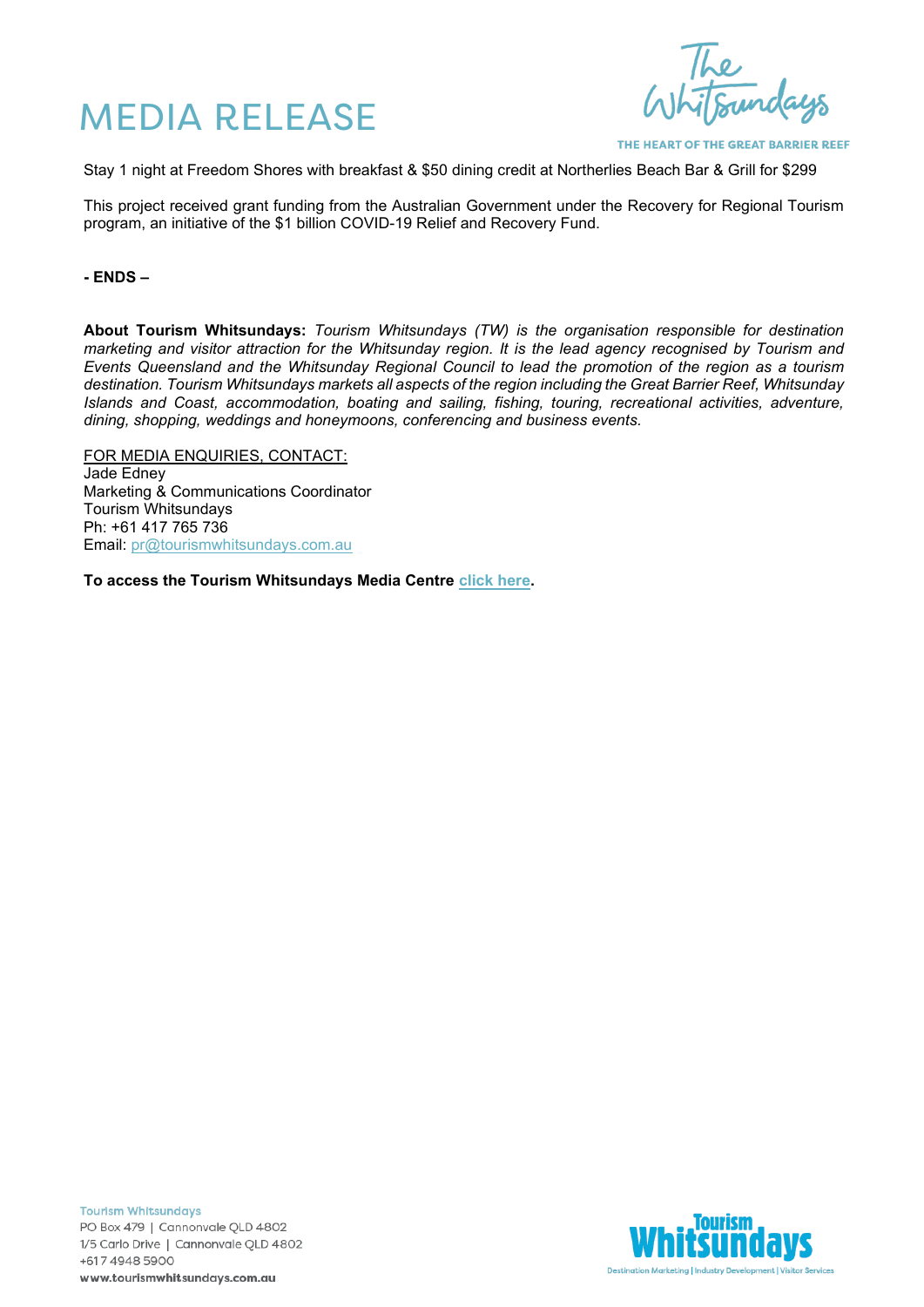Stay 1 night at Freedom Shores with breakfast & $50 dining credit at Northerlies Beach Bar & Grill for $299

This project received grant funding from the Australian Government under the Recovery for Regional Tourism program, an initiative of the $1 billion COVID-19 Relief and Recovery Fund.

**- ENDS –**

**About Tourism Whitsundays:** *Tourism Whitsundays (TW) is the organisation responsible for destination marketing and visitor attraction for the Whitsunday region. It is the lead agency recognised by Tourism and Events Queensland and the Whitsunday Regional Council to lead the promotion of the region as a tourism destination. Tourism Whitsundays markets all aspects of the region including the Great Barrier Reef, Whitsunday Islands and Coast, accommodation, boating and sailing, fishing, touring, recreational activities, adventure, dining, shopping, weddings and honeymoons, conferencing and business events.*

FOR MEDIA ENQUIRIES, CONTACT:
Jade Edney
Marketing & Communications Coordinator
Tourism Whitsundays
Ph: +61 417 765 736
Email: pr@tourismwhitsundays.com.au

**To access the Tourism Whitsundays Media Centre click here.**

Tourism Whitsundays
PO Box 479 | Cannonvale QLD 4802
1/5 Carlo Drive | Cannonvale QLD 4802
+617 4948 5900
www.tourismwhitsundays.com.au